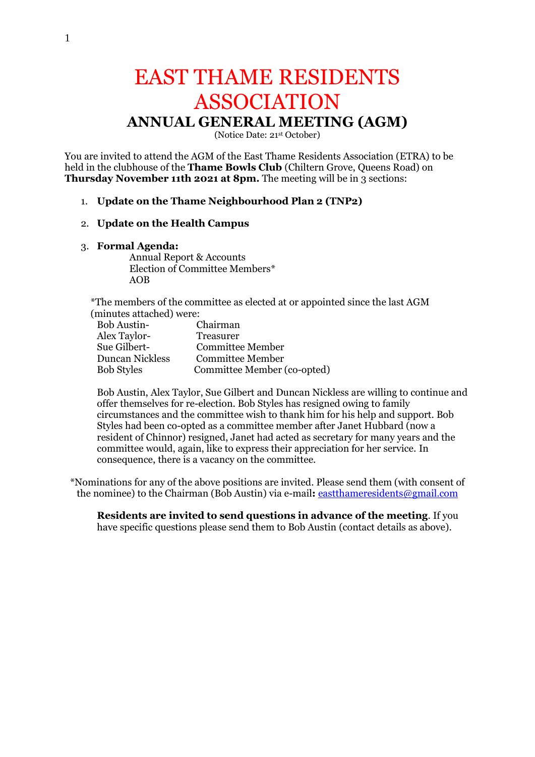# EAST THAME RESIDENTS ASSOCIATION

## ANNUAL GENERAL MEETING (AGM)

(Notice Date: 21st October)

You are invited to attend the AGM of the East Thame Residents Association (ETRA) to be held in the clubhouse of the **Thame Bowls Club** (Chiltern Grove, Queens Road) on **Thursday November 11th 2021 at 8pm.** The meeting will be in 3 sections:

1. **Update on the Thame Neighbourhood Plan 2 (TNP2)**
2. **Update on the Health Campus**
3. **Formal Agenda:**
   Annual Report & Accounts
   Election of Committee Members*
   AOB

*The members of the committee as elected at or appointed since the last AGM (minutes attached) were:

| | |
|---|---|
| Bob Austin- | Chairman |
| Alex Taylor- | Treasurer |
| Sue Gilbert- | Committee Member |
| Duncan Nickless | Committee Member |
| Bob Styles | Committee Member (co-opted) |

Bob Austin, Alex Taylor, Sue Gilbert and Duncan Nickless are willing to continue and offer themselves for re-election. Bob Styles has resigned owing to family circumstances and the committee wish to thank him for his help and support. Bob Styles had been co-opted as a committee member after Janet Hubbard (now a resident of Chinnor) resigned, Janet had acted as secretary for many years and the committee would, again, like to express their appreciation for her service. In consequence, there is a vacancy on the committee.

*Nominations for any of the above positions are invited. Please send them (with consent of the nominee) to the Chairman (Bob Austin) via e-mail**:** eastthameresidents@gmail.com

**Residents are invited to send questions in advance of the meeting**. If you have specific questions please send them to Bob Austin (contact details as above).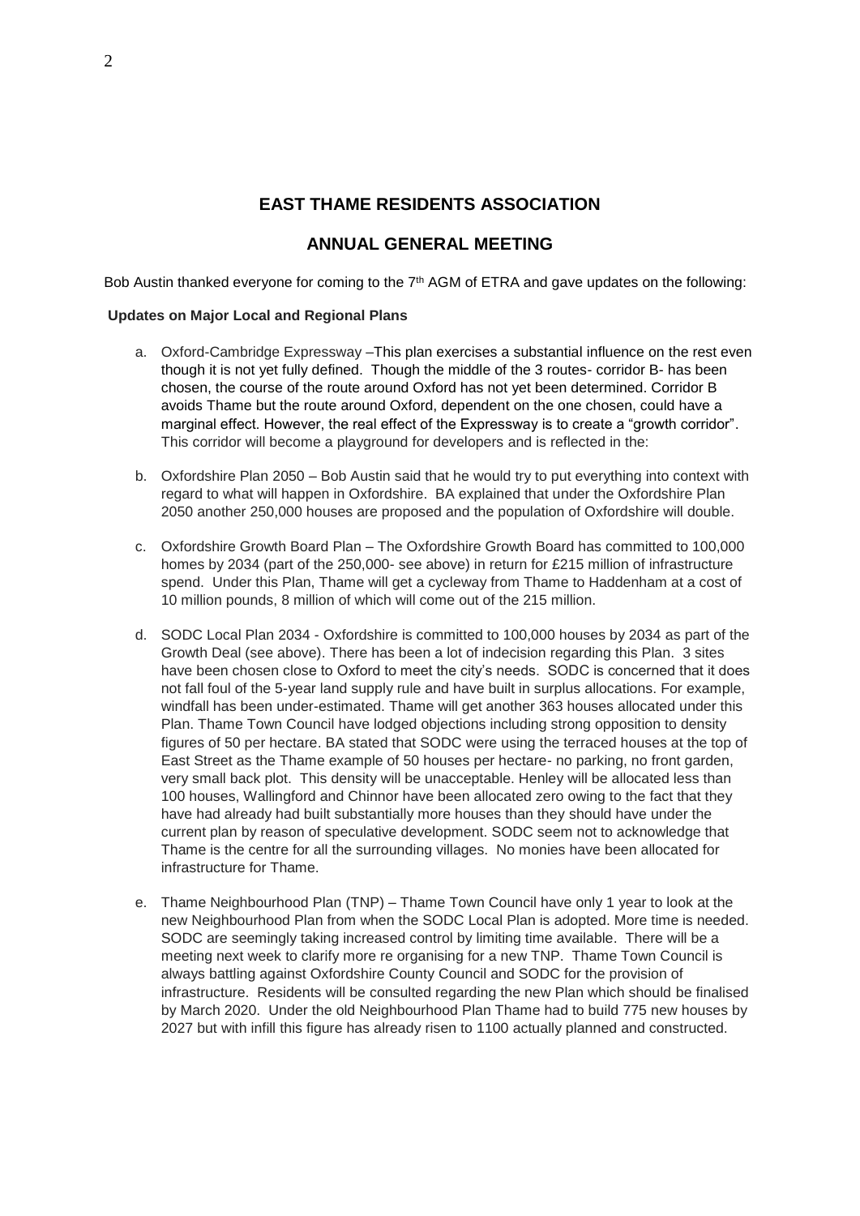## EAST THAME RESIDENTS ASSOCIATION

## ANNUAL GENERAL MEETING

Bob Austin thanked everyone for coming to the 7th AGM of ETRA and gave updates on the following:

**Updates on Major Local and Regional Plans**

a. Oxford-Cambridge Expressway –This plan exercises a substantial influence on the rest even though it is not yet fully defined. Though the middle of the 3 routes- corridor B- has been chosen, the course of the route around Oxford has not yet been determined. Corridor B avoids Thame but the route around Oxford, dependent on the one chosen, could have a marginal effect. However, the real effect of the Expressway is to create a "growth corridor". This corridor will become a playground for developers and is reflected in the:

b. Oxfordshire Plan 2050 – Bob Austin said that he would try to put everything into context with regard to what will happen in Oxfordshire. BA explained that under the Oxfordshire Plan 2050 another 250,000 houses are proposed and the population of Oxfordshire will double.

c. Oxfordshire Growth Board Plan – The Oxfordshire Growth Board has committed to 100,000 homes by 2034 (part of the 250,000- see above) in return for £215 million of infrastructure spend. Under this Plan, Thame will get a cycleway from Thame to Haddenham at a cost of 10 million pounds, 8 million of which will come out of the 215 million.

d. SODC Local Plan 2034 - Oxfordshire is committed to 100,000 houses by 2034 as part of the Growth Deal (see above). There has been a lot of indecision regarding this Plan. 3 sites have been chosen close to Oxford to meet the city's needs. SODC is concerned that it does not fall foul of the 5-year land supply rule and have built in surplus allocations. For example, windfall has been under-estimated. Thame will get another 363 houses allocated under this Plan. Thame Town Council have lodged objections including strong opposition to density figures of 50 per hectare. BA stated that SODC were using the terraced houses at the top of East Street as the Thame example of 50 houses per hectare- no parking, no front garden, very small back plot. This density will be unacceptable. Henley will be allocated less than 100 houses, Wallingford and Chinnor have been allocated zero owing to the fact that they have had already had built substantially more houses than they should have under the current plan by reason of speculative development. SODC seem not to acknowledge that Thame is the centre for all the surrounding villages. No monies have been allocated for infrastructure for Thame.

e. Thame Neighbourhood Plan (TNP) – Thame Town Council have only 1 year to look at the new Neighbourhood Plan from when the SODC Local Plan is adopted. More time is needed. SODC are seemingly taking increased control by limiting time available. There will be a meeting next week to clarify more re organising for a new TNP. Thame Town Council is always battling against Oxfordshire County Council and SODC for the provision of infrastructure. Residents will be consulted regarding the new Plan which should be finalised by March 2020. Under the old Neighbourhood Plan Thame had to build 775 new houses by 2027 but with infill this figure has already risen to 1100 actually planned and constructed.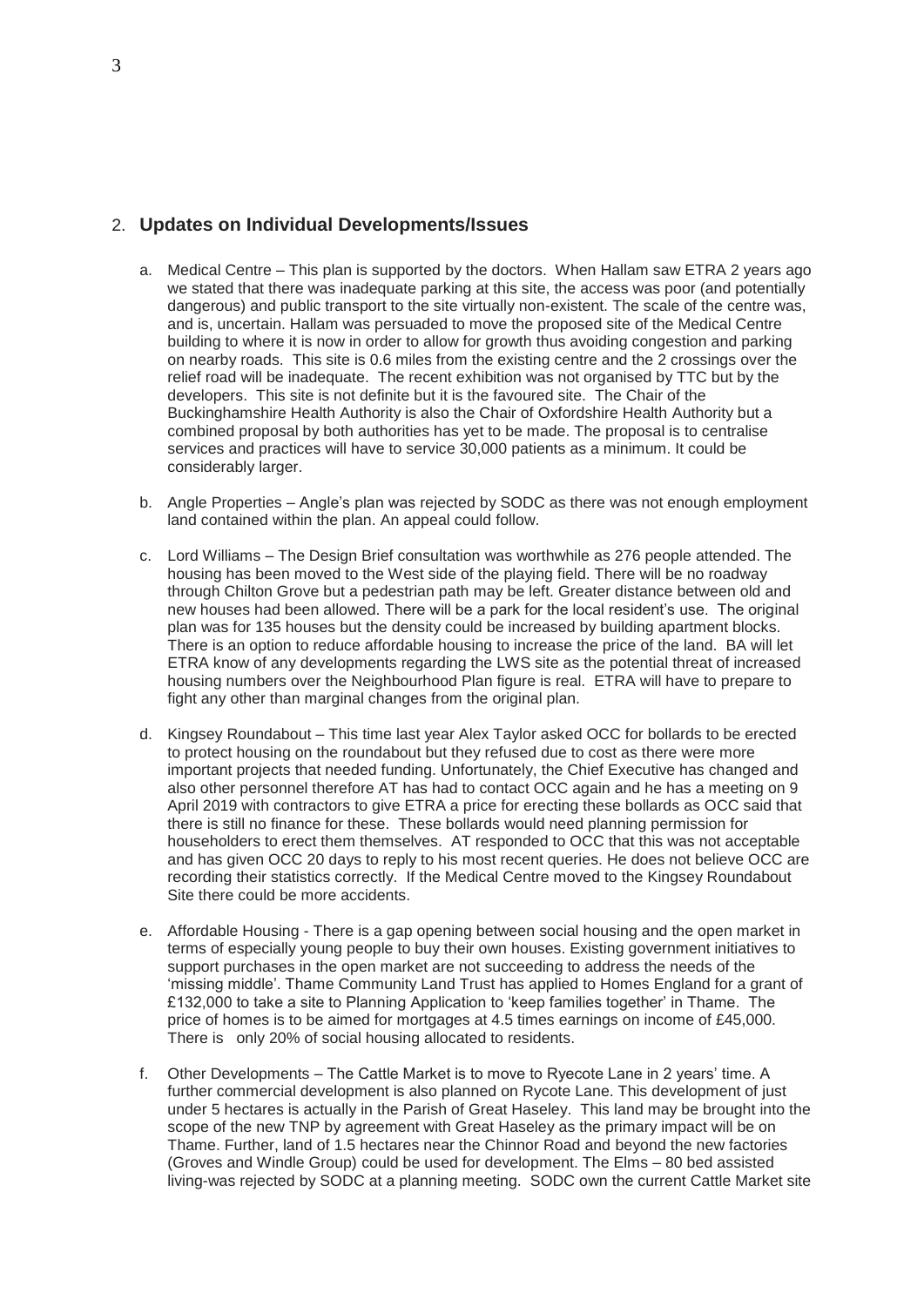## 2. **Updates on Individual Developments/Issues**

a. Medical Centre – This plan is supported by the doctors. When Hallam saw ETRA 2 years ago we stated that there was inadequate parking at this site, the access was poor (and potentially dangerous) and public transport to the site virtually non-existent. The scale of the centre was, and is, uncertain. Hallam was persuaded to move the proposed site of the Medical Centre building to where it is now in order to allow for growth thus avoiding congestion and parking on nearby roads. This site is 0.6 miles from the existing centre and the 2 crossings over the relief road will be inadequate. The recent exhibition was not organised by TTC but by the developers. This site is not definite but it is the favoured site. The Chair of the Buckinghamshire Health Authority is also the Chair of Oxfordshire Health Authority but a combined proposal by both authorities has yet to be made. The proposal is to centralise services and practices will have to service 30,000 patients as a minimum. It could be considerably larger.

b. Angle Properties – Angle's plan was rejected by SODC as there was not enough employment land contained within the plan. An appeal could follow.

c. Lord Williams – The Design Brief consultation was worthwhile as 276 people attended. The housing has been moved to the West side of the playing field. There will be no roadway through Chilton Grove but a pedestrian path may be left. Greater distance between old and new houses had been allowed. There will be a park for the local resident's use. The original plan was for 135 houses but the density could be increased by building apartment blocks. There is an option to reduce affordable housing to increase the price of the land. BA will let ETRA know of any developments regarding the LWS site as the potential threat of increased housing numbers over the Neighbourhood Plan figure is real. ETRA will have to prepare to fight any other than marginal changes from the original plan.

d. Kingsey Roundabout – This time last year Alex Taylor asked OCC for bollards to be erected to protect housing on the roundabout but they refused due to cost as there were more important projects that needed funding. Unfortunately, the Chief Executive has changed and also other personnel therefore AT has had to contact OCC again and he has a meeting on 9 April 2019 with contractors to give ETRA a price for erecting these bollards as OCC said that there is still no finance for these. These bollards would need planning permission for householders to erect them themselves. AT responded to OCC that this was not acceptable and has given OCC 20 days to reply to his most recent queries. He does not believe OCC are recording their statistics correctly. If the Medical Centre moved to the Kingsey Roundabout Site there could be more accidents.

e. Affordable Housing - There is a gap opening between social housing and the open market in terms of especially young people to buy their own houses. Existing government initiatives to support purchases in the open market are not succeeding to address the needs of the 'missing middle'. Thame Community Land Trust has applied to Homes England for a grant of £132,000 to take a site to Planning Application to 'keep families together' in Thame. The price of homes is to be aimed for mortgages at 4.5 times earnings on income of £45,000. There is only 20% of social housing allocated to residents.

f. Other Developments – The Cattle Market is to move to Ryecote Lane in 2 years' time. A further commercial development is also planned on Rycote Lane. This development of just under 5 hectares is actually in the Parish of Great Haseley. This land may be brought into the scope of the new TNP by agreement with Great Haseley as the primary impact will be on Thame. Further, land of 1.5 hectares near the Chinnor Road and beyond the new factories (Groves and Windle Group) could be used for development. The Elms – 80 bed assisted living-was rejected by SODC at a planning meeting. SODC own the current Cattle Market site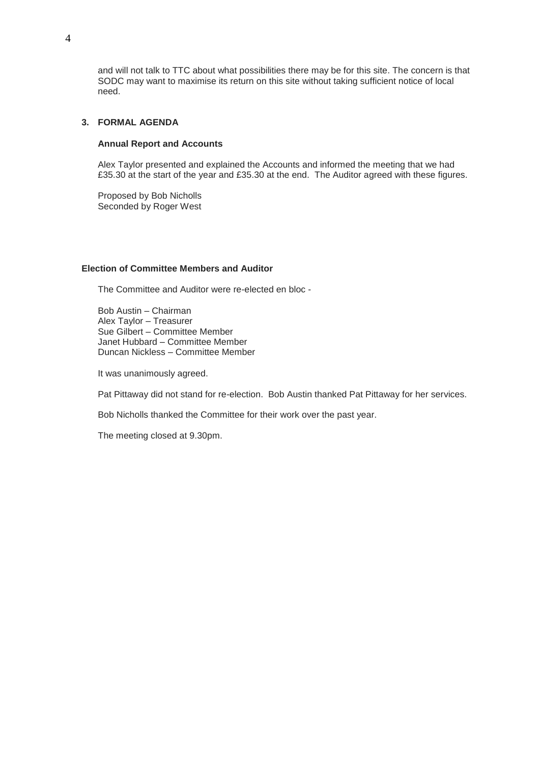and will not talk to TTC about what possibilities there may be for this site. The concern is that SODC may want to maximise its return on this site without taking sufficient notice of local need.

## 3. FORMAL AGENDA

### Annual Report and Accounts

Alex Taylor presented and explained the Accounts and informed the meeting that we had £35.30 at the start of the year and £35.30 at the end. The Auditor agreed with these figures.

Proposed by Bob Nicholls
Seconded by Roger West

### Election of Committee Members and Auditor

The Committee and Auditor were re-elected en bloc -

Bob Austin – Chairman
Alex Taylor – Treasurer
Sue Gilbert – Committee Member
Janet Hubbard – Committee Member
Duncan Nickless – Committee Member

It was unanimously agreed.

Pat Pittaway did not stand for re-election. Bob Austin thanked Pat Pittaway for her services.

Bob Nicholls thanked the Committee for their work over the past year.

The meeting closed at 9.30pm.